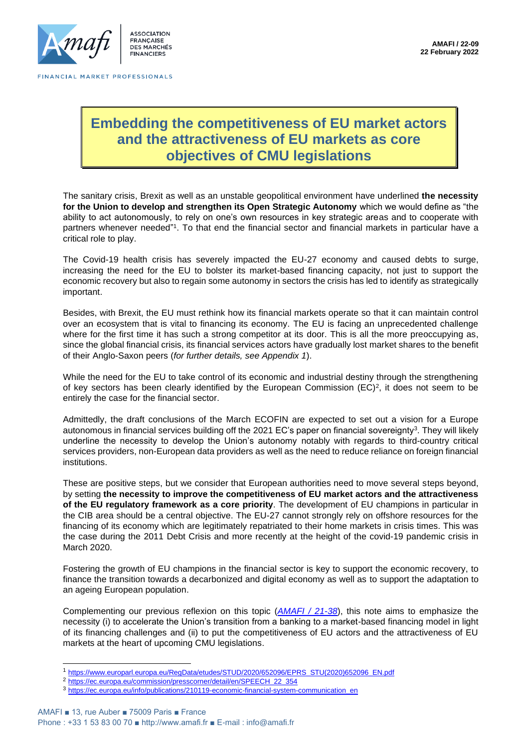AMAFI / 22-09
22 February 2022

# Embedding the competitiveness of EU market actors and the attractiveness of EU markets as core objectives of CMU legislations

The sanitary crisis, Brexit as well as an unstable geopolitical environment have underlined **the necessity for the Union to develop and strengthen its Open Strategic Autonomy** which we would define as "the ability to act autonomously, to rely on one's own resources in key strategic areas and to cooperate with partners whenever needed"[1]. To that end the financial sector and financial markets in particular have a critical role to play.

The Covid-19 health crisis has severely impacted the EU-27 economy and caused debts to surge, increasing the need for the EU to bolster its market-based financing capacity, not just to support the economic recovery but also to regain some autonomy in sectors the crisis has led to identify as strategically important.

Besides, with Brexit, the EU must rethink how its financial markets operate so that it can maintain control over an ecosystem that is vital to financing its economy. The EU is facing an unprecedented challenge where for the first time it has such a strong competitor at its door. This is all the more preoccupying as, since the global financial crisis, its financial services actors have gradually lost market shares to the benefit of their Anglo-Saxon peers (*for further details, see Appendix 1*).

While the need for the EU to take control of its economic and industrial destiny through the strengthening of key sectors has been clearly identified by the European Commission (EC)[2], it does not seem to be entirely the case for the financial sector.

Admittedly, the draft conclusions of the March ECOFIN are expected to set out a vision for a Europe autonomous in financial services building off the 2021 EC's paper on financial sovereignty[3]. They will likely underline the necessity to develop the Union's autonomy notably with regards to third-country critical services providers, non-European data providers as well as the need to reduce reliance on foreign financial institutions.

These are positive steps, but we consider that European authorities need to move several steps beyond, by setting **the necessity to improve the competitiveness of EU market actors and the attractiveness of the EU regulatory framework as a core priority**. The development of EU champions in particular in the CIB area should be a central objective. The EU-27 cannot strongly rely on offshore resources for the financing of its economy which are legitimately repatriated to their home markets in crisis times. This was the case during the 2011 Debt Crisis and more recently at the height of the covid-19 pandemic crisis in March 2020.

Fostering the growth of EU champions in the financial sector is key to support the economic recovery, to finance the transition towards a decarbonized and digital economy as well as to support the adaptation to an ageing European population.

Complementing our previous reflexion on this topic (*AMAFI / 21-38*), this note aims to emphasize the necessity (i) to accelerate the Union's transition from a banking to a market-based financing model in light of its financing challenges and (ii) to put the competitiveness of EU actors and the attractiveness of EU markets at the heart of upcoming CMU legislations.

---

[1] https://www.europarl.europa.eu/RegData/etudes/STUD/2020/652096/EPRS_STU(2020)652096_EN.pdf

[2] https://ec.europa.eu/commission/presscorner/detail/en/SPEECH_22_354

[3] https://ec.europa.eu/info/publications/210119-economic-financial-system-communication_en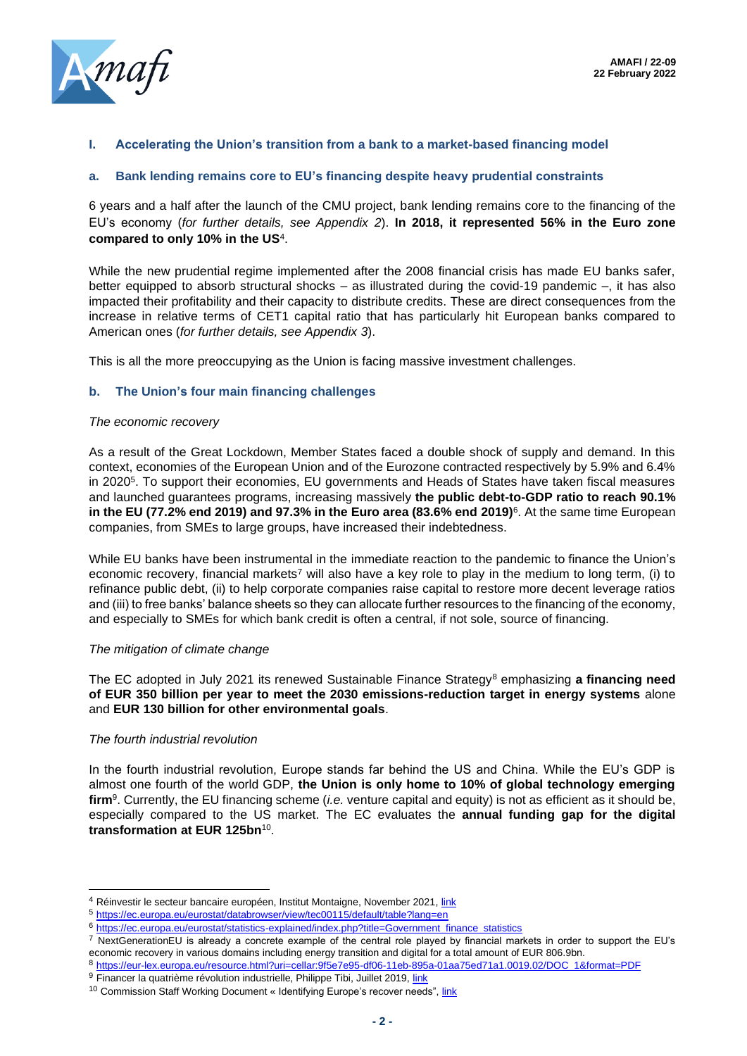## I. Accelerating the Union's transition from a bank to a market-based financing model

### a. Bank lending remains core to EU's financing despite heavy prudential constraints

6 years and a half after the launch of the CMU project, bank lending remains core to the financing of the EU's economy (*for further details, see Appendix 2*). **In 2018, it represented 56% in the Euro zone compared to only 10% in the US**[4].

While the new prudential regime implemented after the 2008 financial crisis has made EU banks safer, better equipped to absorb structural shocks – as illustrated during the covid-19 pandemic –, it has also impacted their profitability and their capacity to distribute credits. These are direct consequences from the increase in relative terms of CET1 capital ratio that has particularly hit European banks compared to American ones (*for further details, see Appendix 3*).

This is all the more preoccupying as the Union is facing massive investment challenges.

### b. The Union's four main financing challenges

*The economic recovery*

As a result of the Great Lockdown, Member States faced a double shock of supply and demand. In this context, economies of the European Union and of the Eurozone contracted respectively by 5.9% and 6.4% in 2020[5]. To support their economies, EU governments and Heads of States have taken fiscal measures and launched guarantees programs, increasing massively **the public debt-to-GDP ratio to reach 90.1% in the EU (77.2% end 2019) and 97.3% in the Euro area (83.6% end 2019)**[6]. At the same time European companies, from SMEs to large groups, have increased their indebtedness.

While EU banks have been instrumental in the immediate reaction to the pandemic to finance the Union's economic recovery, financial markets[7] will also have a key role to play in the medium to long term, (i) to refinance public debt, (ii) to help corporate companies raise capital to restore more decent leverage ratios and (iii) to free banks' balance sheets so they can allocate further resources to the financing of the economy, and especially to SMEs for which bank credit is often a central, if not sole, source of financing.

*The mitigation of climate change*

The EC adopted in July 2021 its renewed Sustainable Finance Strategy[8] emphasizing **a financing need of EUR 350 billion per year to meet the 2030 emissions-reduction target in energy systems** alone and **EUR 130 billion for other environmental goals**.

*The fourth industrial revolution*

In the fourth industrial revolution, Europe stands far behind the US and China. While the EU's GDP is almost one fourth of the world GDP, **the Union is only home to 10% of global technology emerging firm**[9]. Currently, the EU financing scheme (*i.e.* venture capital and equity) is not as efficient as it should be, especially compared to the US market. The EC evaluates the **annual funding gap for the digital transformation at EUR 125bn**[10].

---

[4] Réinvestir le secteur bancaire européen, Institut Montaigne, November 2021, link

[5] https://ec.europa.eu/eurostat/databrowser/view/tec00115/default/table?lang=en

[6] https://ec.europa.eu/eurostat/statistics-explained/index.php?title=Government_finance_statistics

[7] NextGenerationEU is already a concrete example of the central role played by financial markets in order to support the EU's economic recovery in various domains including energy transition and digital for a total amount of EUR 806.9bn.

[8] https://eur-lex.europa.eu/resource.html?uri=cellar:9f5e7e95-df06-11eb-895a-01aa75ed71a1.0019.02/DOC_1&format=PDF

[9] Financer la quatrième révolution industrielle, Philippe Tibi, Juillet 2019, link

[10] Commission Staff Working Document « Identifying Europe's recover needs", link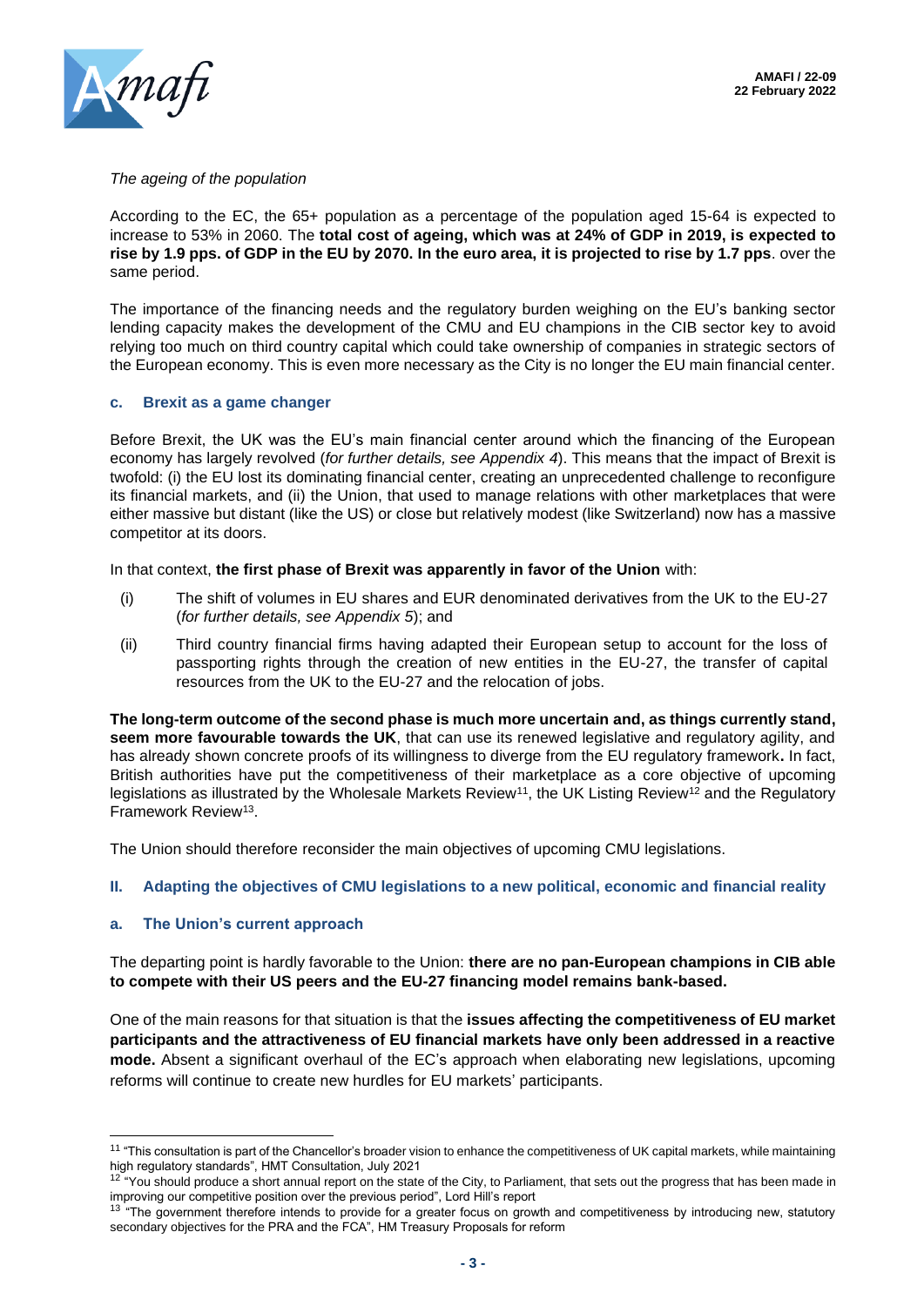*The ageing of the population*

According to the EC, the 65+ population as a percentage of the population aged 15-64 is expected to increase to 53% in 2060. The **total cost of ageing, which was at 24% of GDP in 2019, is expected to rise by 1.9 pps. of GDP in the EU by 2070. In the euro area, it is projected to rise by 1.7 pps**. over the same period.

The importance of the financing needs and the regulatory burden weighing on the EU's banking sector lending capacity makes the development of the CMU and EU champions in the CIB sector key to avoid relying too much on third country capital which could take ownership of companies in strategic sectors of the European economy. This is even more necessary as the City is no longer the EU main financial center.

### c. Brexit as a game changer

Before Brexit, the UK was the EU's main financial center around which the financing of the European economy has largely revolved (*for further details, see Appendix 4*). This means that the impact of Brexit is twofold: (i) the EU lost its dominating financial center, creating an unprecedented challenge to reconfigure its financial markets, and (ii) the Union, that used to manage relations with other marketplaces that were either massive but distant (like the US) or close but relatively modest (like Switzerland) now has a massive competitor at its doors.

In that context, **the first phase of Brexit was apparently in favor of the Union** with:

(i) The shift of volumes in EU shares and EUR denominated derivatives from the UK to the EU-27 (*for further details, see Appendix 5*); and

(ii) Third country financial firms having adapted their European setup to account for the loss of passporting rights through the creation of new entities in the EU-27, the transfer of capital resources from the UK to the EU-27 and the relocation of jobs.

**The long-term outcome of the second phase is much more uncertain and, as things currently stand, seem more favourable towards the UK**, that can use its renewed legislative and regulatory agility, and has already shown concrete proofs of its willingness to diverge from the EU regulatory framework**.** In fact, British authorities have put the competitiveness of their marketplace as a core objective of upcoming legislations as illustrated by the Wholesale Markets Review[11], the UK Listing Review[12] and the Regulatory Framework Review[13].

The Union should therefore reconsider the main objectives of upcoming CMU legislations.

## II. Adapting the objectives of CMU legislations to a new political, economic and financial reality

### a. The Union's current approach

The departing point is hardly favorable to the Union: **there are no pan-European champions in CIB able to compete with their US peers and the EU-27 financing model remains bank-based.**

One of the main reasons for that situation is that the **issues affecting the competitiveness of EU market participants and the attractiveness of EU financial markets have only been addressed in a reactive mode.** Absent a significant overhaul of the EC's approach when elaborating new legislations, upcoming reforms will continue to create new hurdles for EU markets' participants.

---

[11] "This consultation is part of the Chancellor's broader vision to enhance the competitiveness of UK capital markets, while maintaining high regulatory standards", HMT Consultation, July 2021

[12] "You should produce a short annual report on the state of the City, to Parliament, that sets out the progress that has been made in improving our competitive position over the previous period", Lord Hill's report

[13] "The government therefore intends to provide for a greater focus on growth and competitiveness by introducing new, statutory secondary objectives for the PRA and the FCA", HM Treasury Proposals for reform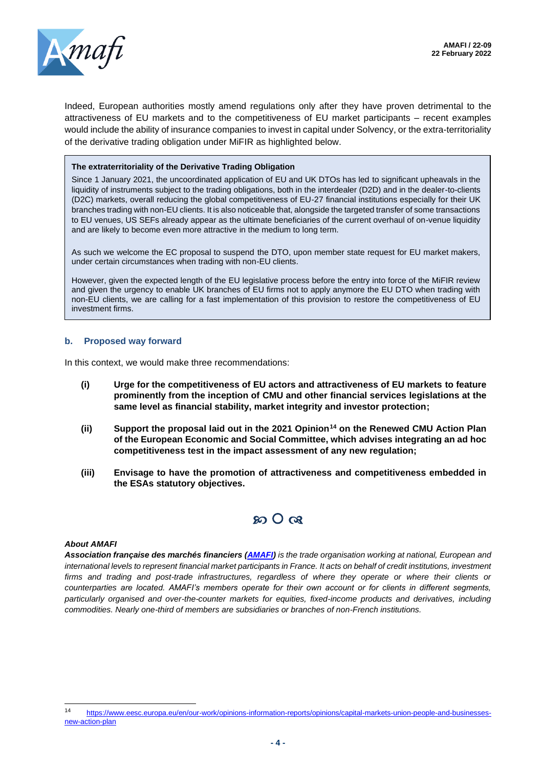Indeed, European authorities mostly amend regulations only after they have proven detrimental to the attractiveness of EU markets and to the competitiveness of EU market participants – recent examples would include the ability of insurance companies to invest in capital under Solvency, or the extra-territoriality of the derivative trading obligation under MiFIR as highlighted below.

> **The extraterritoriality of the Derivative Trading Obligation**
>
> Since 1 January 2021, the uncoordinated application of EU and UK DTOs has led to significant upheavals in the liquidity of instruments subject to the trading obligations, both in the interdealer (D2D) and in the dealer-to-clients (D2C) markets, overall reducing the global competitiveness of EU-27 financial institutions especially for their UK branches trading with non-EU clients. It is also noticeable that, alongside the targeted transfer of some transactions to EU venues, US SEFs already appear as the ultimate beneficiaries of the current overhaul of on-venue liquidity and are likely to become even more attractive in the medium to long term.
>
> As such we welcome the EC proposal to suspend the DTO, upon member state request for EU market makers, under certain circumstances when trading with non-EU clients.
>
> However, given the expected length of the EU legislative process before the entry into force of the MiFIR review and given the urgency to enable UK branches of EU firms not to apply anymore the EU DTO when trading with non-EU clients, we are calling for a fast implementation of this provision to restore the competitiveness of EU investment firms.

### b. Proposed way forward

In this context, we would make three recommendations:

**(i) Urge for the competitiveness of EU actors and attractiveness of EU markets to feature prominently from the inception of CMU and other financial services legislations at the same level as financial stability, market integrity and investor protection;**

**(ii) Support the proposal laid out in the 2021 Opinion[14] on the Renewed CMU Action Plan of the European Economic and Social Committee, which advises integrating an ad hoc competitiveness test in the impact assessment of any new regulation;**

**(iii) Envisage to have the promotion of attractiveness and competitiveness embedded in the ESAs statutory objectives.**

***About AMAFI***

***Association française des marchés financiers (AMAFI)*** *is the trade organisation working at national, European and international levels to represent financial market participants in France. It acts on behalf of credit institutions, investment firms and trading and post-trade infrastructures, regardless of where they operate or where their clients or counterparties are located. AMAFI's members operate for their own account or for clients in different segments, particularly organised and over-the-counter markets for equities, fixed-income products and derivatives, including commodities. Nearly one-third of members are subsidiaries or branches of non-French institutions.*

---

[14] https://www.eesc.europa.eu/en/our-work/opinions-information-reports/opinions/capital-markets-union-people-and-businesses-new-action-plan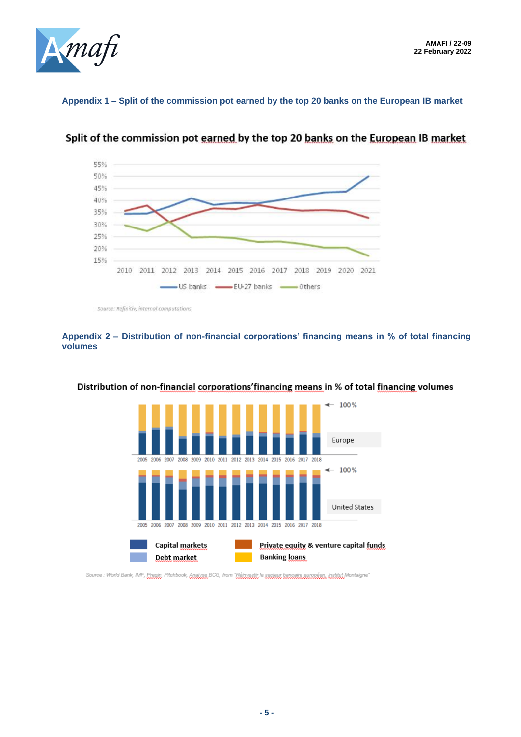## Appendix 1 – Split of the commission pot earned by the top 20 banks on the European IB market

**Split of the commission pot earned by the top 20 banks on the European IB market**

Source: Refinitiv, internal computations

## Appendix 2 – Distribution of non-financial corporations' financing means in % of total financing volumes

**Distribution of non-financial corporations'financing means in % of total financing volumes**

Source : World Bank, IMF, Preqin, Pitchbook, Analyse BCG, from "Réinvestir le secteur bancaire européen, Institut Montaigne"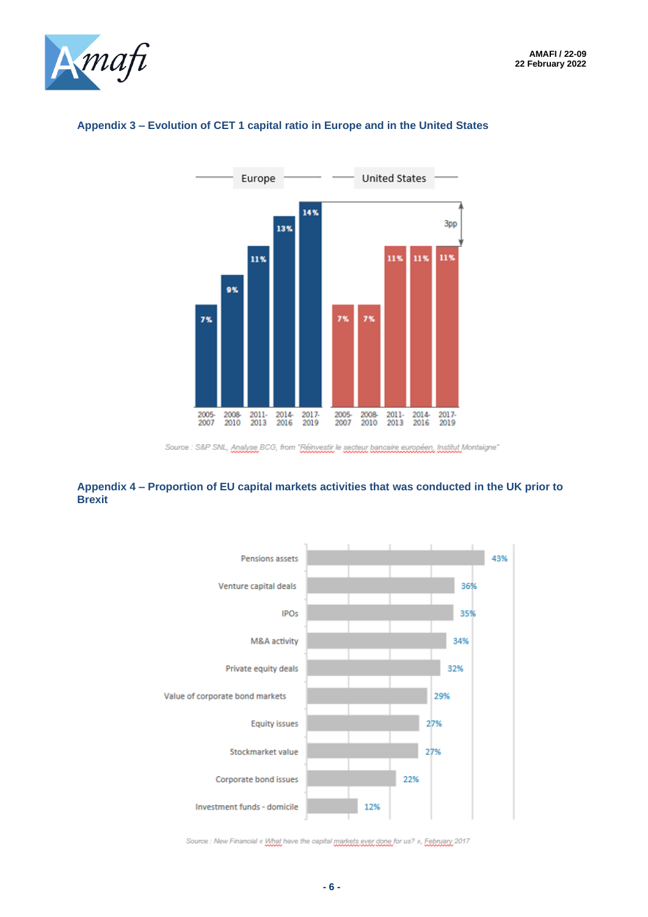## Appendix 3 – Evolution of CET 1 capital ratio in Europe and in the United States

| Period | Europe | United States |
|---|---|---|
| 2005-2007 | 7% | 7% |
| 2008-2010 | 9% | 7% |
| 2011-2013 | 11% | 11% |
| 2014-2016 | 13% | 11% |
| 2017-2019 | 14% | 11% |

3pp

Source : S&P SNL, Analyse BCG, from "Réinvestir le secteur bancaire européen, Institut Montaigne"

## Appendix 4 – Proportion of EU capital markets activities that was conducted in the UK prior to Brexit

| Activity | Proportion |
|---|---|
| Pensions assets | 43% |
| Venture capital deals | 36% |
| IPOs | 35% |
| M&A activity | 34% |
| Private equity deals | 32% |
| Value of corporate bond markets | 29% |
| Equity issues | 27% |
| Stockmarket value | 27% |
| Corporate bond issues | 22% |
| Investment funds - domicile | 12% |

Source : New Financial « What have the capital markets ever done for us? », February 2017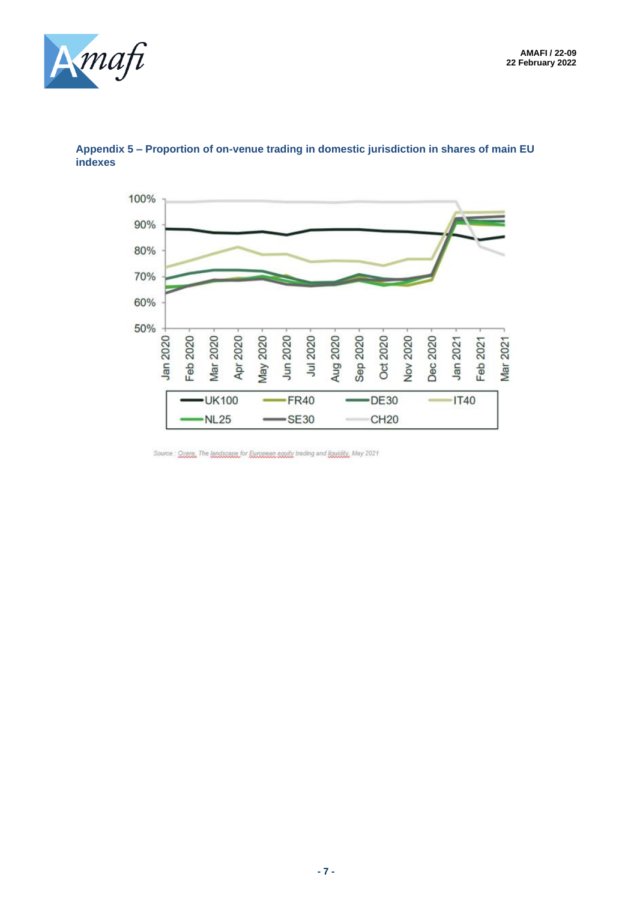## Appendix 5 – Proportion of on-venue trading in domestic jurisdiction in shares of main EU indexes

100%
90%
80%
70%
60%
50%

Jan 2020
Feb 2020
Mar 2020
Apr 2020
May 2020
Jun 2020
Jul 2020
Aug 2020
Sep 2020
Oct 2020
Nov 2020
Dec 2020
Jan 2021
Feb 2021
Mar 2021

UK100
FR40
DE30
IT40
NL25
SE30
CH20

*Source : Oxera, The landscape for European equity trading and liquidity, May 2021*